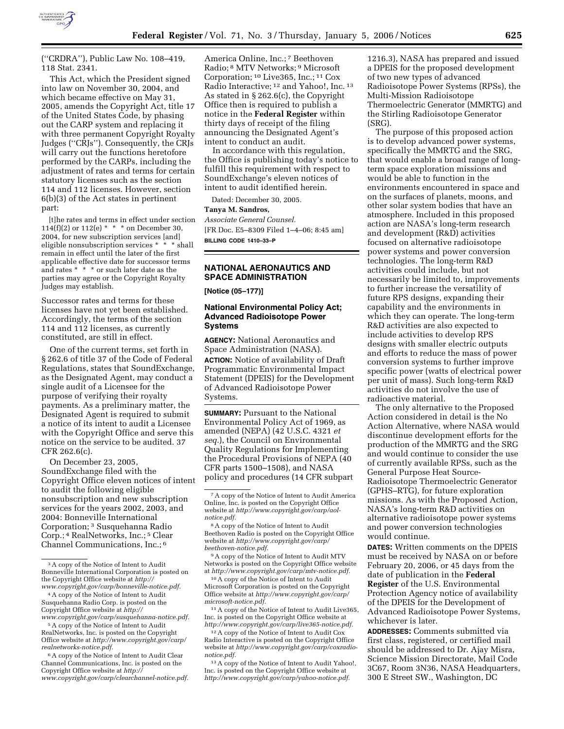("CRDRA"), Public Law No. 108–419, 118 Stat. 2341.

This Act, which the President signed into law on November 30, 2004, and which became effective on May 31, 2005, amends the Copyright Act, title 17 of the United States Code, by phasing out the CARP system and replacing it with three permanent Copyright Royalty Judges ("CRJs"). Consequently, the CRJs will carry out the functions heretofore performed by the CARPs, including the adjustment of rates and terms for certain statutory licenses such as the section 114 and 112 licenses. However, section 6(b)(3) of the Act states in pertinent part:

> [t]he rates and terms in effect under section 114(f)(2) or 112(e) * * * on December 30, 2004, for new subscription services [and] eligible nonsubscription services * * * shall remain in effect until the later of the first applicable effective date for successor terms and rates * * * or such later date as the parties may agree or the Copyright Royalty Judges may establish.

Successor rates and terms for these licenses have not yet been established. Accordingly, the terms of the section 114 and 112 licenses, as currently constituted, are still in effect.

One of the current terms, set forth in § 262.6 of title 37 of the Code of Federal Regulations, states that SoundExchange, as the Designated Agent, may conduct a single audit of a Licensee for the purpose of verifying their royalty payments. As a preliminary matter, the Designated Agent is required to submit a notice of its intent to audit a Licensee with the Copyright Office and serve this notice on the service to be audited. 37 CFR 262.6(c).

On December 23, 2005, SoundExchange filed with the Copyright Office eleven notices of intent to audit the following eligible nonsubscription and new subscription services for the years 2002, 2003, and 2004: Bonneville International Corporation; [3] Susquehanna Radio Corp.; [4] RealNetworks, Inc.; [5] Clear Channel Communications, Inc.; [6] America Online, Inc.; [7] Beethoven Radio; [8] MTV Networks; [9] Microsoft Corporation; [10] Live365, Inc.; [11] Cox Radio Interactive; [12] and Yahoo!, Inc. [13] As stated in § 262.6(c), the Copyright Office then is required to publish a notice in the **Federal Register** within thirty days of receipt of the filing announcing the Designated Agent's intent to conduct an audit.

In accordance with this regulation, the Office is publishing today's notice to fulfill this requirement with respect to SoundExchange's eleven notices of intent to audit identified herein.

Dated: December 30, 2005.

**Tanya M. Sandros,**

*Associate General Counsel.*

[FR Doc. E5–8309 Filed 1–4–06; 8:45 am]

**BILLING CODE 1410–33–P**

---

[3] A copy of the Notice of Intent to Audit Bonneville International Corporation is posted on the Copyright Office website at *http://www.copyright.gov/carp/bonneville-notice.pdf.*

[4] A copy of the Notice of Intent to Audit Susquehanna Radio Corp. is posted on the Copyright Office website at *http://www.copyright.gov/carp/susquehanna-notice.pdf.*

[5] A copy of the Notice of Intent to Audit RealNetworks, Inc. is posted on the Copyright Office website at *http://www.copyright.gov/carp/realnetworks-notice.pdf.*

[6] A copy of the Notice of Intent to Audit Clear Channel Communications, Inc. is posted on the Copyright Office website at *http://www.copyright.gov/carp/clearchannel-notice.pdf.*

[7] A copy of the Notice of Intent to Audit America Online, Inc. is posted on the Copyright Office website at *http://www.copyright.gov/carp/aol-notice.pdf.*

[8] A copy of the Notice of Intent to Audit Beethoven Radio is posted on the Copyright Office website at *http://www.copyright.gov/carp/beethoven-notice.pdf.*

[9] A copy of the Notice of Intent to Audit MTV Networks is posted on the Copyright Office website at *http://www.copyright.gov/carp/mtv-notice.pdf.*

[10] A copy of the Notice of Intent to Audit Microsoft Corporation is posted on the Copyright Office website at *http://www.copyright.gov/carp/microsoft-notice.pdf.*

[11] A copy of the Notice of Intent to Audit Live365, Inc. is posted on the Copyright Office website at *http://www.copyright.gov/carp/live365-notice.pdf.*

[12] A copy of the Notice of Intent to Audit Cox Radio Interactive is posted on the Copyright Office website at *http://www.copyright.gov/carp/coxradio-notice.pdf.*

[13] A copy of the Notice of Intent to Audit Yahoo!, Inc. is posted on the Copyright Office website at *http://www.copyright.gov/carp/yahoo-notice.pdf.*

---

## NATIONAL AERONAUTICS AND SPACE ADMINISTRATION

**[Notice (05–177)]**

### National Environmental Policy Act; Advanced Radioisotope Power Systems

**AGENCY:** National Aeronautics and Space Administration (NASA).

**ACTION:** Notice of availability of Draft Programmatic Environmental Impact Statement (DPEIS) for the Development of Advanced Radioisotope Power Systems.

**SUMMARY:** Pursuant to the National Environmental Policy Act of 1969, as amended (NEPA) (42 U.S.C. 4321 *et seq.*), the Council on Environmental Quality Regulations for Implementing the Procedural Provisions of NEPA (40 CFR parts 1500–1508), and NASA policy and procedures (14 CFR subpart 1216.3), NASA has prepared and issued a DPEIS for the proposed development of two new types of advanced Radioisotope Power Systems (RPSs), the Multi-Mission Radioisotope Thermoelectric Generator (MMRTG) and the Stirling Radioisotope Generator (SRG).

The purpose of this proposed action is to develop advanced power systems, specifically the MMRTG and the SRG, that would enable a broad range of long-term space exploration missions and would be able to function in the environments encountered in space and on the surfaces of planets, moons, and other solar system bodies that have an atmosphere. Included in this proposed action are NASA's long-term research and development (R&D) activities focused on alternative radioisotope power systems and power conversion technologies. The long-term R&D activities could include, but not necessarily be limited to, improvements to further increase the versatility of future RPS designs, expanding their capability and the environments in which they can operate. The long-term R&D activities are also expected to include activities to develop RPS designs with smaller electric outputs and efforts to reduce the mass of power conversion systems to further improve specific power (watts of electrical power per unit of mass). Such long-term R&D activities do not involve the use of radioactive material.

The only alternative to the Proposed Action considered in detail is the No Action Alternative, where NASA would discontinue development efforts for the production of the MMRTG and the SRG and would continue to consider the use of currently available RPSs, such as the General Purpose Heat Source-Radioisotope Thermoelectric Generator (GPHS–RTG), for future exploration missions. As with the Proposed Action, NASA's long-term R&D activities on alternative radioisotope power systems and power conversion technologies would continue.

**DATES:** Written comments on the DPEIS must be received by NASA on or before February 20, 2006, or 45 days from the date of publication in the **Federal Register** of the U.S. Environmental Protection Agency notice of availability of the DPEIS for the Development of Advanced Radioisotope Power Systems, whichever is later.

**ADDRESSES:** Comments submitted via first class, registered, or certified mail should be addressed to Dr. Ajay Misra, Science Mission Directorate, Mail Code 3C67, Room 3N36, NASA Headquarters, 300 E Street SW., Washington, DC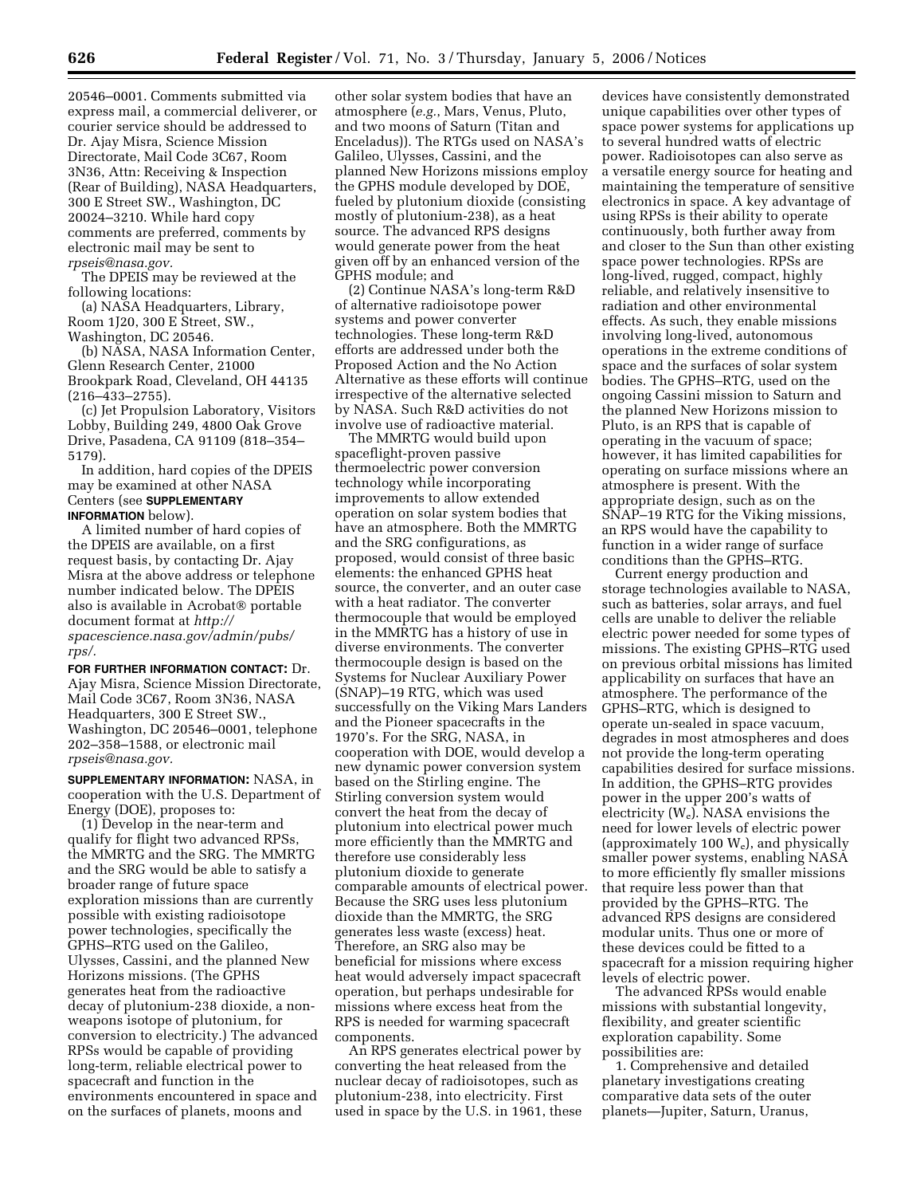20546–0001. Comments submitted via express mail, a commercial deliverer, or courier service should be addressed to Dr. Ajay Misra, Science Mission Directorate, Mail Code 3C67, Room 3N36, Attn: Receiving & Inspection (Rear of Building), NASA Headquarters, 300 E Street SW., Washington, DC 20024–3210. While hard copy comments are preferred, comments by electronic mail may be sent to *rpseis@nasa.gov.*

The DPEIS may be reviewed at the following locations:

(a) NASA Headquarters, Library, Room 1J20, 300 E Street, SW., Washington, DC 20546.

(b) NASA, NASA Information Center, Glenn Research Center, 21000 Brookpark Road, Cleveland, OH 44135 (216–433–2755).

(c) Jet Propulsion Laboratory, Visitors Lobby, Building 249, 4800 Oak Grove Drive, Pasadena, CA 91109 (818–354–5179).

In addition, hard copies of the DPEIS may be examined at other NASA Centers (see **SUPPLEMENTARY INFORMATION** below).

A limited number of hard copies of the DPEIS are available, on a first request basis, by contacting Dr. Ajay Misra at the above address or telephone number indicated below. The DPEIS also is available in Acrobat® portable document format at *http://spacescience.nasa.gov/admin/pubs/rps/.*

**FOR FURTHER INFORMATION CONTACT:** Dr. Ajay Misra, Science Mission Directorate, Mail Code 3C67, Room 3N36, NASA Headquarters, 300 E Street SW., Washington, DC 20546–0001, telephone 202–358–1588, or electronic mail *rpseis@nasa.gov.*

**SUPPLEMENTARY INFORMATION:** NASA, in cooperation with the U.S. Department of Energy (DOE), proposes to:

(1) Develop in the near-term and qualify for flight two advanced RPSs, the MMRTG and the SRG. The MMRTG and the SRG would be able to satisfy a broader range of future space exploration missions than are currently possible with existing radioisotope power technologies, specifically the GPHS–RTG used on the Galileo, Ulysses, Cassini, and the planned New Horizons missions. (The GPHS generates heat from the radioactive decay of plutonium-238 dioxide, a non-weapons isotope of plutonium, for conversion to electricity.) The advanced RPSs would be capable of providing long-term, reliable electrical power to spacecraft and function in the environments encountered in space and on the surfaces of planets, moons and other solar system bodies that have an atmosphere (*e.g.*, Mars, Venus, Pluto, and two moons of Saturn (Titan and Enceladus)). The RTGs used on NASA's Galileo, Ulysses, Cassini, and the planned New Horizons missions employ the GPHS module developed by DOE, fueled by plutonium dioxide (consisting mostly of plutonium-238), as a heat source. The advanced RPS designs would generate power from the heat given off by an enhanced version of the GPHS module; and

(2) Continue NASA's long-term R&D of alternative radioisotope power systems and power converter technologies. These long-term R&D efforts are addressed under both the Proposed Action and the No Action Alternative as these efforts will continue irrespective of the alternative selected by NASA. Such R&D activities do not involve use of radioactive material.

The MMRTG would build upon spaceflight-proven passive thermoelectric power conversion technology while incorporating improvements to allow extended operation on solar system bodies that have an atmosphere. Both the MMRTG and the SRG configurations, as proposed, would consist of three basic elements: the enhanced GPHS heat source, the converter, and an outer case with a heat radiator. The converter thermocouple that would be employed in the MMRTG has a history of use in diverse environments. The converter thermocouple design is based on the Systems for Nuclear Auxiliary Power (SNAP)–19 RTG, which was used successfully on the Viking Mars Landers and the Pioneer spacecrafts in the 1970's. For the SRG, NASA, in cooperation with DOE, would develop a new dynamic power conversion system based on the Stirling engine. The Stirling conversion system would convert the heat from the decay of plutonium into electrical power much more efficiently than the MMRTG and therefore use considerably less plutonium dioxide to generate comparable amounts of electrical power. Because the SRG uses less plutonium dioxide than the MMRTG, the SRG generates less waste (excess) heat. Therefore, an SRG also may be beneficial for missions where excess heat would adversely impact spacecraft operation, but perhaps undesirable for missions where excess heat from the RPS is needed for warming spacecraft components.

An RPS generates electrical power by converting the heat released from the nuclear decay of radioisotopes, such as plutonium-238, into electricity. First used in space by the U.S. in 1961, these devices have consistently demonstrated unique capabilities over other types of space power systems for applications up to several hundred watts of electric power. Radioisotopes can also serve as a versatile energy source for heating and maintaining the temperature of sensitive electronics in space. A key advantage of using RPSs is their ability to operate continuously, both further away from and closer to the Sun than other existing space power technologies. RPSs are long-lived, rugged, compact, highly reliable, and relatively insensitive to radiation and other environmental effects. As such, they enable missions involving long-lived, autonomous operations in the extreme conditions of space and the surfaces of solar system bodies. The GPHS–RTG, used on the ongoing Cassini mission to Saturn and the planned New Horizons mission to Pluto, is an RPS that is capable of operating in the vacuum of space; however, it has limited capabilities for operating on surface missions where an atmosphere is present. With the appropriate design, such as on the SNAP–19 RTG for the Viking missions, an RPS would have the capability to function in a wider range of surface conditions than the GPHS–RTG.

Current energy production and storage technologies available to NASA, such as batteries, solar arrays, and fuel cells are unable to deliver the reliable electric power needed for some types of missions. The existing GPHS–RTG used on previous orbital missions has limited applicability on surfaces that have an atmosphere. The performance of the GPHS–RTG, which is designed to operate un-sealed in space vacuum, degrades in most atmospheres and does not provide the long-term operating capabilities desired for surface missions. In addition, the GPHS–RTG provides power in the upper 200's watts of electricity ($W_e$). NASA envisions the need for lower levels of electric power (approximately 100 $W_e$), and physically smaller power systems, enabling NASA to more efficiently fly smaller missions that require less power than that provided by the GPHS–RTG. The advanced RPS designs are considered modular units. Thus one or more of these devices could be fitted to a spacecraft for a mission requiring higher levels of electric power.

The advanced RPSs would enable missions with substantial longevity, flexibility, and greater scientific exploration capability. Some possibilities are:

1. Comprehensive and detailed planetary investigations creating comparative data sets of the outer planets—Jupiter, Saturn, Uranus,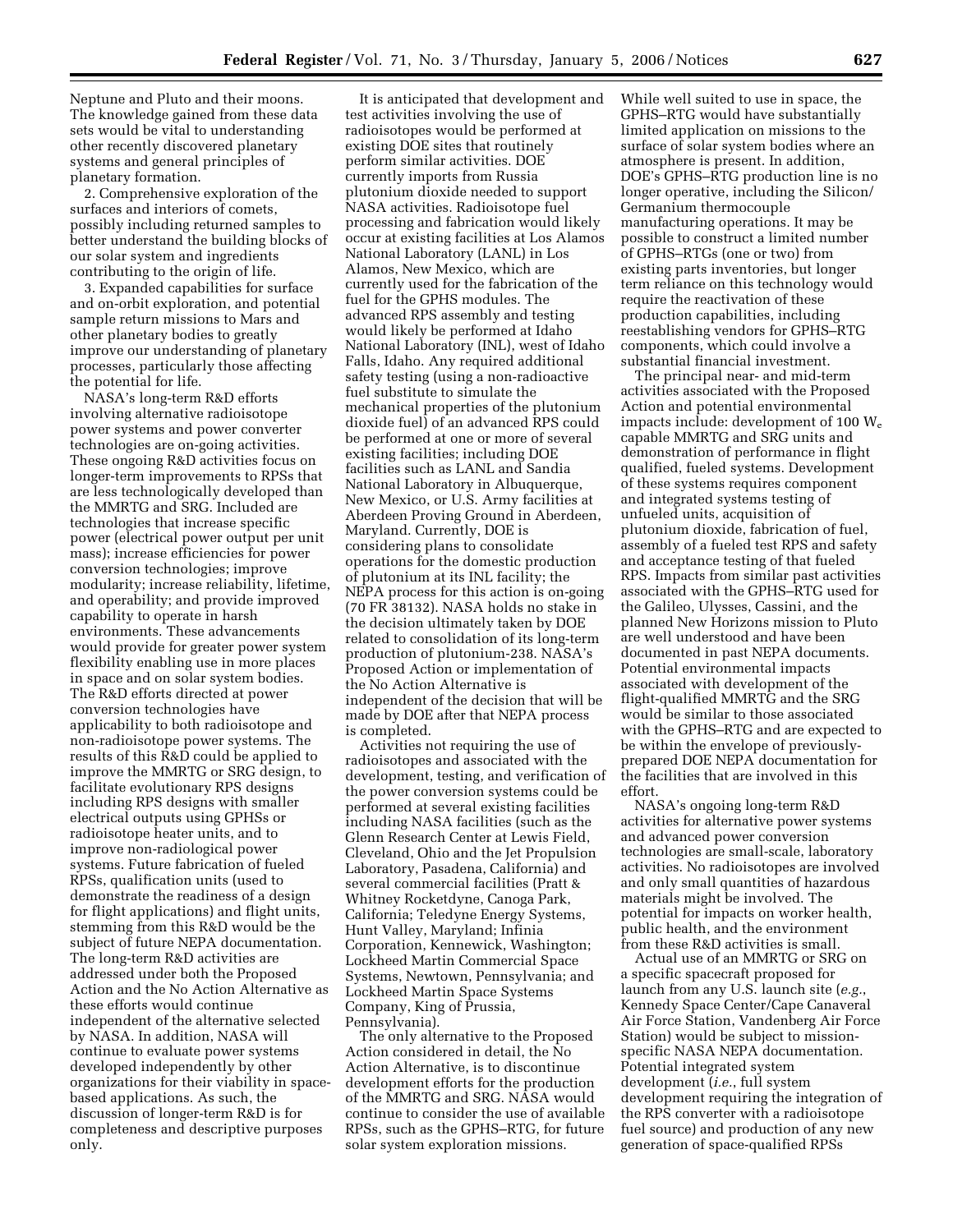Neptune and Pluto and their moons. The knowledge gained from these data sets would be vital to understanding other recently discovered planetary systems and general principles of planetary formation.

2. Comprehensive exploration of the surfaces and interiors of comets, possibly including returned samples to better understand the building blocks of our solar system and ingredients contributing to the origin of life.

3. Expanded capabilities for surface and on-orbit exploration, and potential sample return missions to Mars and other planetary bodies to greatly improve our understanding of planetary processes, particularly those affecting the potential for life.

NASA's long-term R&D efforts involving alternative radioisotope power systems and power converter technologies are on-going activities. These ongoing R&D activities focus on longer-term improvements to RPSs that are less technologically developed than the MMRTG and SRG. Included are technologies that increase specific power (electrical power output per unit mass); increase efficiencies for power conversion technologies; improve modularity; increase reliability, lifetime, and operability; and provide improved capability to operate in harsh environments. These advancements would provide for greater power system flexibility enabling use in more places in space and on solar system bodies. The R&D efforts directed at power conversion technologies have applicability to both radioisotope and non-radioisotope power systems. The results of this R&D could be applied to improve the MMRTG or SRG design, to facilitate evolutionary RPS designs including RPS designs with smaller electrical outputs using GPHSs or radioisotope heater units, and to improve non-radiological power systems. Future fabrication of fueled RPSs, qualification units (used to demonstrate the readiness of a design for flight applications) and flight units, stemming from this R&D would be the subject of future NEPA documentation. The long-term R&D activities are addressed under both the Proposed Action and the No Action Alternative as these efforts would continue independent of the alternative selected by NASA. In addition, NASA will continue to evaluate power systems developed independently by other organizations for their viability in space-based applications. As such, the discussion of longer-term R&D is for completeness and descriptive purposes only.

It is anticipated that development and test activities involving the use of radioisotopes would be performed at existing DOE sites that routinely perform similar activities. DOE currently imports from Russia plutonium dioxide needed to support NASA activities. Radioisotope fuel processing and fabrication would likely occur at existing facilities at Los Alamos National Laboratory (LANL) in Los Alamos, New Mexico, which are currently used for the fabrication of the fuel for the GPHS modules. The advanced RPS assembly and testing would likely be performed at Idaho National Laboratory (INL), west of Idaho Falls, Idaho. Any required additional safety testing (using a non-radioactive fuel substitute to simulate the mechanical properties of the plutonium dioxide fuel) of an advanced RPS could be performed at one or more of several existing facilities; including DOE facilities such as LANL and Sandia National Laboratory in Albuquerque, New Mexico, or U.S. Army facilities at Aberdeen Proving Ground in Aberdeen, Maryland. Currently, DOE is considering plans to consolidate operations for the domestic production of plutonium at its INL facility; the NEPA process for this action is on-going (70 FR 38132). NASA holds no stake in the decision ultimately taken by DOE related to consolidation of its long-term production of plutonium-238. NASA's Proposed Action or implementation of the No Action Alternative is independent of the decision that will be made by DOE after that NEPA process is completed.

Activities not requiring the use of radioisotopes and associated with the development, testing, and verification of the power conversion systems could be performed at several existing facilities including NASA facilities (such as the Glenn Research Center at Lewis Field, Cleveland, Ohio and the Jet Propulsion Laboratory, Pasadena, California) and several commercial facilities (Pratt & Whitney Rocketdyne, Canoga Park, California; Teledyne Energy Systems, Hunt Valley, Maryland; Infinia Corporation, Kennewick, Washington; Lockheed Martin Commercial Space Systems, Newtown, Pennsylvania; and Lockheed Martin Space Systems Company, King of Prussia, Pennsylvania).

The only alternative to the Proposed Action considered in detail, the No Action Alternative, is to discontinue development efforts for the production of the MMRTG and SRG. NASA would continue to consider the use of available RPSs, such as the GPHS–RTG, for future solar system exploration missions. While well suited to use in space, the GPHS–RTG would have substantially limited application on missions to the surface of solar system bodies where an atmosphere is present. In addition, DOE's GPHS–RTG production line is no longer operative, including the Silicon/Germanium thermocouple manufacturing operations. It may be possible to construct a limited number of GPHS–RTGs (one or two) from existing parts inventories, but longer term reliance on this technology would require the reactivation of these production capabilities, including reestablishing vendors for GPHS–RTG components, which could involve a substantial financial investment.

The principal near- and mid-term activities associated with the Proposed Action and potential environmental impacts include: development of 100 $W_e$ capable MMRTG and SRG units and demonstration of performance in flight qualified, fueled systems. Development of these systems requires component and integrated systems testing of unfueled units, acquisition of plutonium dioxide, fabrication of fuel, assembly of a fueled test RPS and safety and acceptance testing of that fueled RPS. Impacts from similar past activities associated with the GPHS–RTG used for the Galileo, Ulysses, Cassini, and the planned New Horizons mission to Pluto are well understood and have been documented in past NEPA documents. Potential environmental impacts associated with development of the flight-qualified MMRTG and the SRG would be similar to those associated with the GPHS–RTG and are expected to be within the envelope of previously-prepared DOE NEPA documentation for the facilities that are involved in this effort.

NASA's ongoing long-term R&D activities for alternative power systems and advanced power conversion technologies are small-scale, laboratory activities. No radioisotopes are involved and only small quantities of hazardous materials might be involved. The potential for impacts on worker health, public health, and the environment from these R&D activities is small.

Actual use of an MMRTG or SRG on a specific spacecraft proposed for launch from any U.S. launch site (*e.g.*, Kennedy Space Center/Cape Canaveral Air Force Station, Vandenberg Air Force Station) would be subject to mission-specific NASA NEPA documentation. Potential integrated system development (*i.e.*, full system development requiring the integration of the RPS converter with a radioisotope fuel source) and production of any new generation of space-qualified RPSs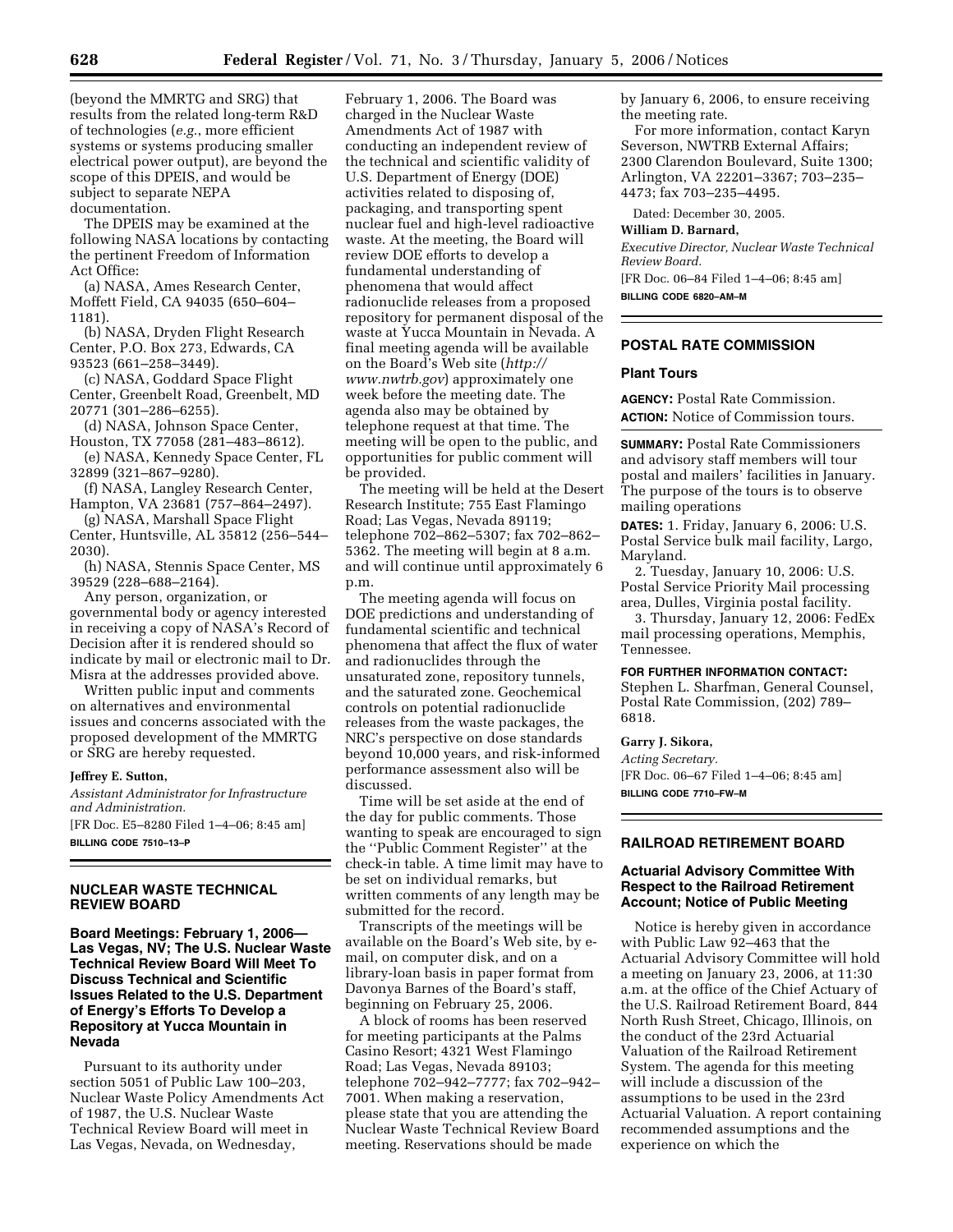(beyond the MMRTG and SRG) that results from the related long-term R&D of technologies (*e.g.*, more efficient systems or systems producing smaller electrical power output), are beyond the scope of this DPEIS, and would be subject to separate NEPA documentation.

The DPEIS may be examined at the following NASA locations by contacting the pertinent Freedom of Information Act Office:

(a) NASA, Ames Research Center, Moffett Field, CA 94035 (650–604–1181).

(b) NASA, Dryden Flight Research Center, P.O. Box 273, Edwards, CA 93523 (661–258–3449).

(c) NASA, Goddard Space Flight Center, Greenbelt Road, Greenbelt, MD 20771 (301–286–6255).

(d) NASA, Johnson Space Center, Houston, TX 77058 (281–483–8612).

(e) NASA, Kennedy Space Center, FL 32899 (321–867–9280).

(f) NASA, Langley Research Center, Hampton, VA 23681 (757–864–2497).

(g) NASA, Marshall Space Flight Center, Huntsville, AL 35812 (256–544–2030).

(h) NASA, Stennis Space Center, MS 39529 (228–688–2164).

Any person, organization, or governmental body or agency interested in receiving a copy of NASA's Record of Decision after it is rendered should so indicate by mail or electronic mail to Dr. Misra at the addresses provided above.

Written public input and comments on alternatives and environmental issues and concerns associated with the proposed development of the MMRTG or SRG are hereby requested.

**Jeffrey E. Sutton,**

*Assistant Administrator for Infrastructure and Administration.*

[FR Doc. E5–8280 Filed 1–4–06; 8:45 am]

**BILLING CODE 7510–13–P**

## NUCLEAR WASTE TECHNICAL REVIEW BOARD

### Board Meetings: February 1, 2006—Las Vegas, NV; The U.S. Nuclear Waste Technical Review Board Will Meet To Discuss Technical and Scientific Issues Related to the U.S. Department of Energy's Efforts To Develop a Repository at Yucca Mountain in Nevada

Pursuant to its authority under section 5051 of Public Law 100–203, Nuclear Waste Policy Amendments Act of 1987, the U.S. Nuclear Waste Technical Review Board will meet in Las Vegas, Nevada, on Wednesday, February 1, 2006. The Board was charged in the Nuclear Waste Amendments Act of 1987 with conducting an independent review of the technical and scientific validity of U.S. Department of Energy (DOE) activities related to disposing of, packaging, and transporting spent nuclear fuel and high-level radioactive waste. At the meeting, the Board will review DOE efforts to develop a fundamental understanding of phenomena that would affect radionuclide releases from a proposed repository for permanent disposal of the waste at Yucca Mountain in Nevada. A final meeting agenda will be available on the Board's Web site (*http://www.nwtrb.gov*) approximately one week before the meeting date. The agenda also may be obtained by telephone request at that time. The meeting will be open to the public, and opportunities for public comment will be provided.

The meeting will be held at the Desert Research Institute; 755 East Flamingo Road; Las Vegas, Nevada 89119; telephone 702–862–5307; fax 702–862–5362. The meeting will begin at 8 a.m. and will continue until approximately 6 p.m.

The meeting agenda will focus on DOE predictions and understanding of fundamental scientific and technical phenomena that affect the flux of water and radionuclides through the unsaturated zone, repository tunnels, and the saturated zone. Geochemical controls on potential radionuclide releases from the waste packages, the NRC's perspective on dose standards beyond 10,000 years, and risk-informed performance assessment also will be discussed.

Time will be set aside at the end of the day for public comments. Those wanting to speak are encouraged to sign the ''Public Comment Register'' at the check-in table. A time limit may have to be set on individual remarks, but written comments of any length may be submitted for the record.

Transcripts of the meetings will be available on the Board's Web site, by e-mail, on computer disk, and on a library-loan basis in paper format from Davonya Barnes of the Board's staff, beginning on February 25, 2006.

A block of rooms has been reserved for meeting participants at the Palms Casino Resort; 4321 West Flamingo Road; Las Vegas, Nevada 89103; telephone 702–942–7777; fax 702–942–7001. When making a reservation, please state that you are attending the Nuclear Waste Technical Review Board meeting. Reservations should be made by January 6, 2006, to ensure receiving the meeting rate.

For more information, contact Karyn Severson, NWTRB External Affairs; 2300 Clarendon Boulevard, Suite 1300; Arlington, VA 22201–3367; 703–235–4473; fax 703–235–4495.

Dated: December 30, 2005.

**William D. Barnard,**

*Executive Director, Nuclear Waste Technical Review Board.*

[FR Doc. 06–84 Filed 1–4–06; 8:45 am]

**BILLING CODE 6820–AM–M**

## POSTAL RATE COMMISSION

### Plant Tours

**AGENCY:** Postal Rate Commission.

**ACTION:** Notice of Commission tours.

**SUMMARY:** Postal Rate Commissioners and advisory staff members will tour postal and mailers' facilities in January. The purpose of the tours is to observe mailing operations

**DATES:** 1. Friday, January 6, 2006: U.S. Postal Service bulk mail facility, Largo, Maryland.

2. Tuesday, January 10, 2006: U.S. Postal Service Priority Mail processing area, Dulles, Virginia postal facility.

3. Thursday, January 12, 2006: FedEx mail processing operations, Memphis, Tennessee.

**FOR FURTHER INFORMATION CONTACT:** Stephen L. Sharfman, General Counsel, Postal Rate Commission, (202) 789–6818.

**Garry J. Sikora,**

*Acting Secretary.*

[FR Doc. 06–67 Filed 1–4–06; 8:45 am]

**BILLING CODE 7710–FW–M**

## RAILROAD RETIREMENT BOARD

### Actuarial Advisory Committee With Respect to the Railroad Retirement Account; Notice of Public Meeting

Notice is hereby given in accordance with Public Law 92–463 that the Actuarial Advisory Committee will hold a meeting on January 23, 2006, at 11:30 a.m. at the office of the Chief Actuary of the U.S. Railroad Retirement Board, 844 North Rush Street, Chicago, Illinois, on the conduct of the 23rd Actuarial Valuation of the Railroad Retirement System. The agenda for this meeting will include a discussion of the assumptions to be used in the 23rd Actuarial Valuation. A report containing recommended assumptions and the experience on which the